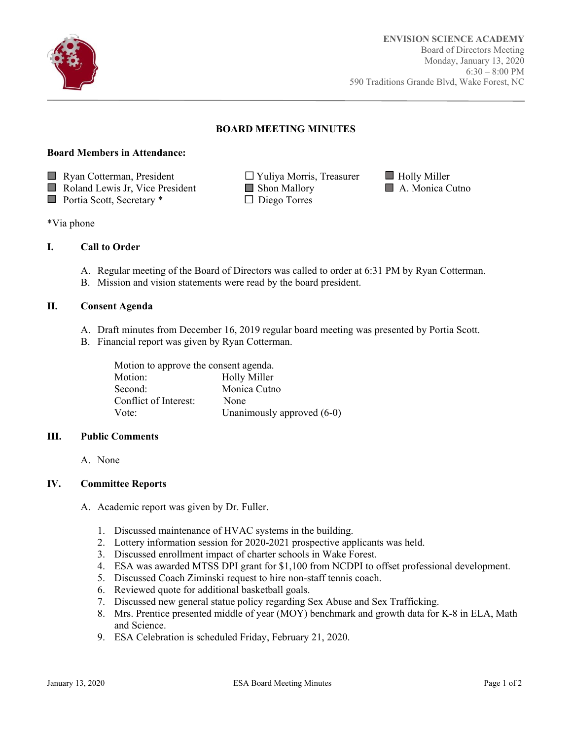**ENVISION SCIENCE ACADEMY**
Board of Directors Meeting
Monday, January 13, 2020
6:30 – 8:00 PM
590 Traditions Grande Blvd, Wake Forest, NC

# BOARD MEETING MINUTES

**Board Members in Attendance:**

- ■ Ryan Cotterman, President
- ■ Roland Lewis Jr, Vice President
- ■ Portia Scott, Secretary *
- ☐ Yuliya Morris, Treasurer
- ■ Shon Mallory
- ☐ Diego Torres
- ■ Holly Miller
- ■ A. Monica Cutno

*Via phone

## I. Call to Order

A. Regular meeting of the Board of Directors was called to order at 6:31 PM by Ryan Cotterman.
B. Mission and vision statements were read by the board president.

## II. Consent Agenda

A. Draft minutes from December 16, 2019 regular board meeting was presented by Portia Scott.
B. Financial report was given by Ryan Cotterman.

Motion to approve the consent agenda.

| | |
|---|---|
| Motion: | Holly Miller |
| Second: | Monica Cutno |
| Conflict of Interest: | None |
| Vote: | Unanimously approved (6-0) |

## III. Public Comments

A. None

## IV. Committee Reports

A. Academic report was given by Dr. Fuller.

1. Discussed maintenance of HVAC systems in the building.
2. Lottery information session for 2020-2021 prospective applicants was held.
3. Discussed enrollment impact of charter schools in Wake Forest.
4. ESA was awarded MTSS DPI grant for $1,100 from NCDPI to offset professional development.
5. Discussed Coach Ziminski request to hire non-staff tennis coach.
6. Reviewed quote for additional basketball goals.
7. Discussed new general statue policy regarding Sex Abuse and Sex Trafficking.
8. Mrs. Prentice presented middle of year (MOY) benchmark and growth data for K-8 in ELA, Math and Science.
9. ESA Celebration is scheduled Friday, February 21, 2020.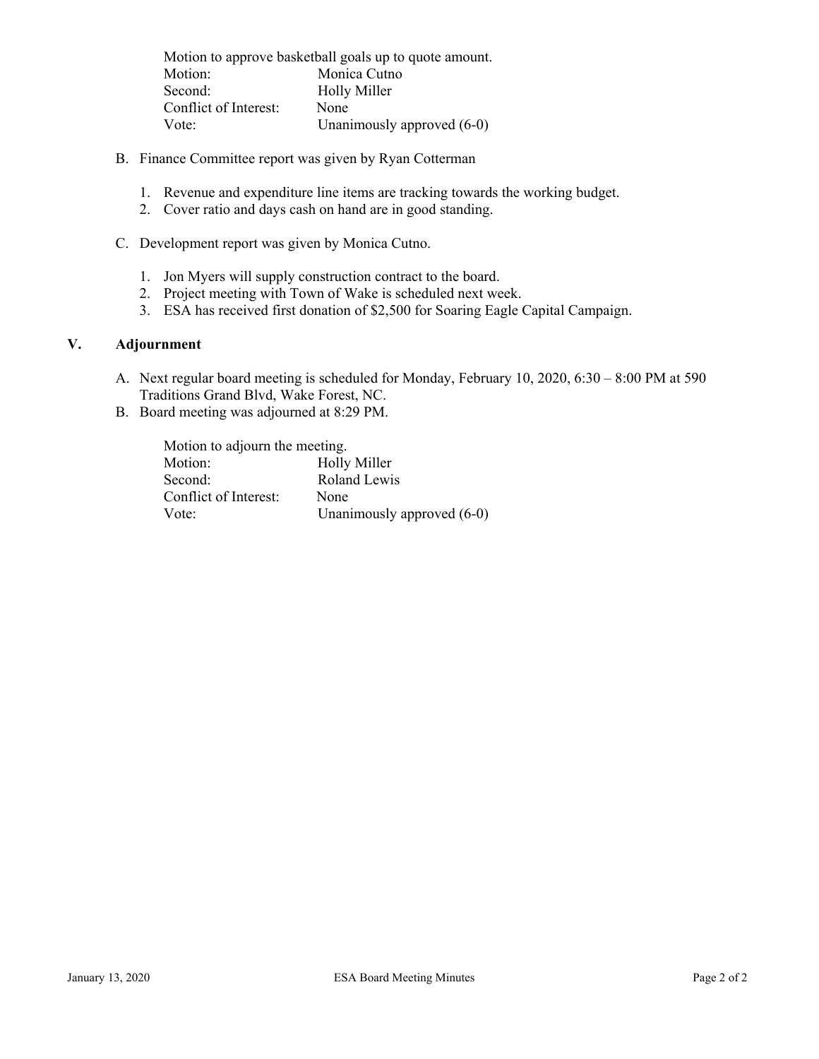Motion to approve basketball goals up to quote amount.

| | |
|---|---|
| Motion: | Monica Cutno |
| Second: | Holly Miller |
| Conflict of Interest: | None |
| Vote: | Unanimously approved (6-0) |

B. Finance Committee report was given by Ryan Cotterman

1. Revenue and expenditure line items are tracking towards the working budget.
2. Cover ratio and days cash on hand are in good standing.

C. Development report was given by Monica Cutno.

1. Jon Myers will supply construction contract to the board.
2. Project meeting with Town of Wake is scheduled next week.
3. ESA has received first donation of $2,500 for Soaring Eagle Capital Campaign.

## V. Adjournment

A. Next regular board meeting is scheduled for Monday, February 10, 2020, 6:30 – 8:00 PM at 590 Traditions Grand Blvd, Wake Forest, NC.

B. Board meeting was adjourned at 8:29 PM.

Motion to adjourn the meeting.

| | |
|---|---|
| Motion: | Holly Miller |
| Second: | Roland Lewis |
| Conflict of Interest: | None |
| Vote: | Unanimously approved (6-0) |